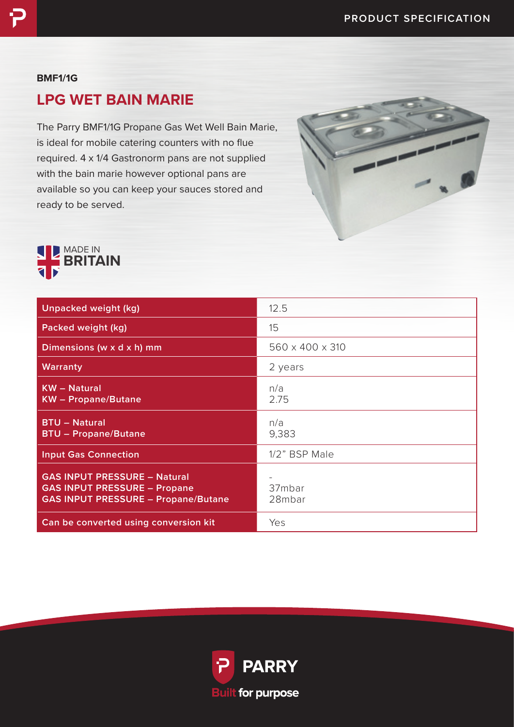BMF1/1G

# LPG WET BAIN MARIE

The Parry BMF1/1G Propane Gas Wet Well Bain Marie, is ideal for mobile catering counters with no flue required. 4 x 1/4 Gastronorm pans are not supplied with the bain marie however optional pans are available so you can keep your sauces stored and ready to be served.

MADE IN BRITAIN

| | |
|---|---|
| Unpacked weight (kg) | 12.5 |
| Packed weight (kg) | 15 |
| Dimensions (w x d x h) mm | 560 x 400 x 310 |
| Warranty | 2 years |
| KW – Natural<br>KW – Propane/Butane | n/a<br>2.75 |
| BTU – Natural<br>BTU – Propane/Butane | n/a<br>9,383 |
| Input Gas Connection | 1/2" BSP Male |
| GAS INPUT PRESSURE – Natural<br>GAS INPUT PRESSURE – Propane<br>GAS INPUT PRESSURE – Propane/Butane | -<br>37mbar<br>28mbar |
| Can be converted using conversion kit | Yes |

PARRY

Built for purpose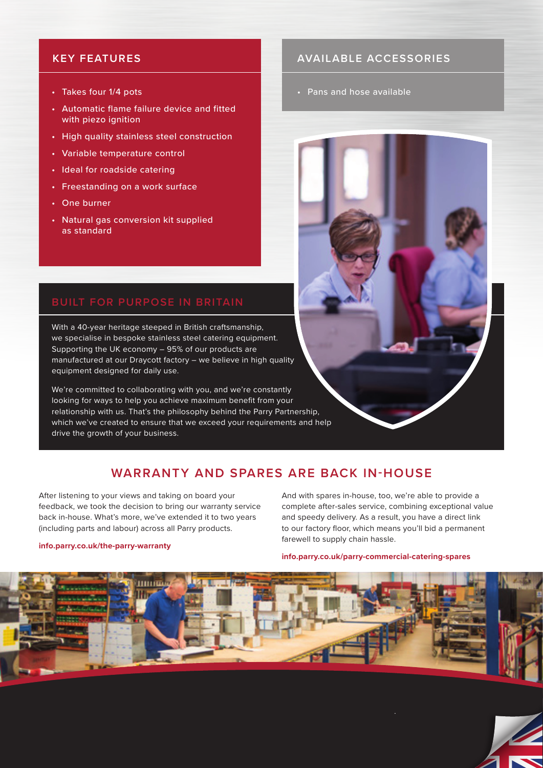## KEY FEATURES

- Takes four 1/4 pots
- Automatic flame failure device and fitted with piezo ignition
- High quality stainless steel construction
- Variable temperature control
- Ideal for roadside catering
- Freestanding on a work surface
- One burner
- Natural gas conversion kit supplied as standard

## AVAILABLE ACCESSORIES

- Pans and hose available

## BUILT FOR PURPOSE IN BRITAIN

With a 40-year heritage steeped in British craftsmanship, we specialise in bespoke stainless steel catering equipment. Supporting the UK economy – 95% of our products are manufactured at our Draycott factory – we believe in high quality equipment designed for daily use.

We're committed to collaborating with you, and we're constantly looking for ways to help you achieve maximum benefit from your relationship with us. That's the philosophy behind the Parry Partnership, which we've created to ensure that we exceed your requirements and help drive the growth of your business.

## WARRANTY AND SPARES ARE BACK IN-HOUSE

After listening to your views and taking on board your feedback, we took the decision to bring our warranty service back in-house. What's more, we've extended it to two years (including parts and labour) across all Parry products.

**info.parry.co.uk/the-parry-warranty**

And with spares in-house, too, we're able to provide a complete after-sales service, combining exceptional value and speedy delivery. As a result, you have a direct link to our factory floor, which means you'll bid a permanent farewell to supply chain hassle.

**info.parry.co.uk/parry-commercial-catering-spares**